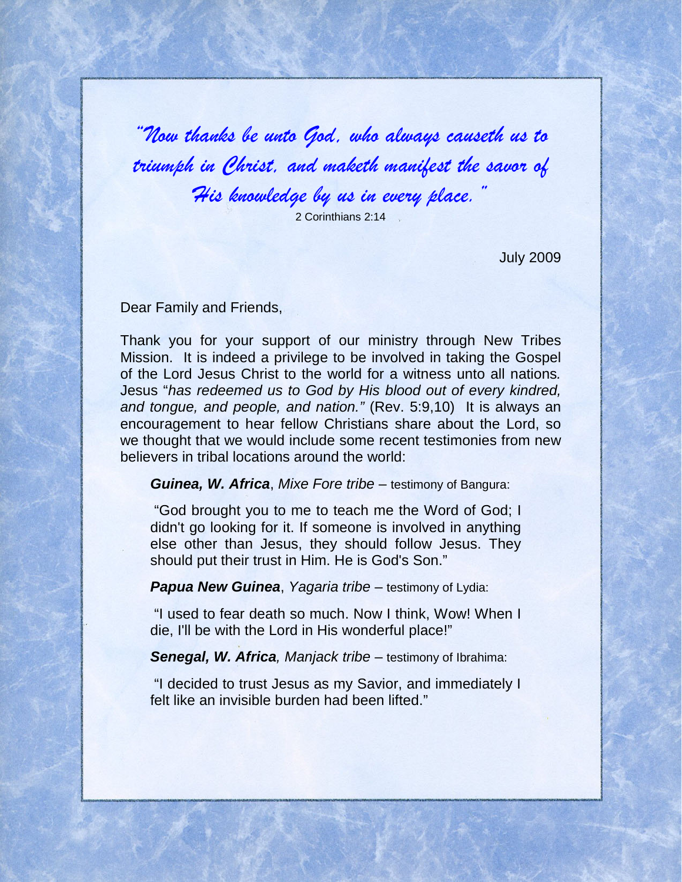*"Now thanks be unto God, who always causeth us to triumph in Christ, and maketh manifest the savor of His knowledge by us in every place."*

2 Corinthians 2:14

July 2009

Dear Family and Friends,

Thank you for your support of our ministry through New Tribes Mission. It is indeed a privilege to be involved in taking the Gospel of the Lord Jesus Christ to the world for a witness unto all nations. Jesus "*has redeemed us to God by His blood out of every kindred, and tongue, and people, and nation."* (Rev. 5:9,10) It is always an encouragement to hear fellow Christians share about the Lord, so we thought that we would include some recent testimonies from new believers in tribal locations around the world:

> ***Guinea, W. Africa***, *Mixe Fore tribe* – testimony of Bangura:
>
> "God brought you to me to teach me the Word of God; I didn't go looking for it. If someone is involved in anything else other than Jesus, they should follow Jesus. They should put their trust in Him. He is God's Son."
>
> ***Papua New Guinea***, *Yagaria tribe* – testimony of Lydia:
>
> "I used to fear death so much. Now I think, Wow! When I die, I'll be with the Lord in His wonderful place!"
>
> ***Senegal, W. Africa****, Manjack tribe* – testimony of Ibrahima:
>
> "I decided to trust Jesus as my Savior, and immediately I felt like an invisible burden had been lifted."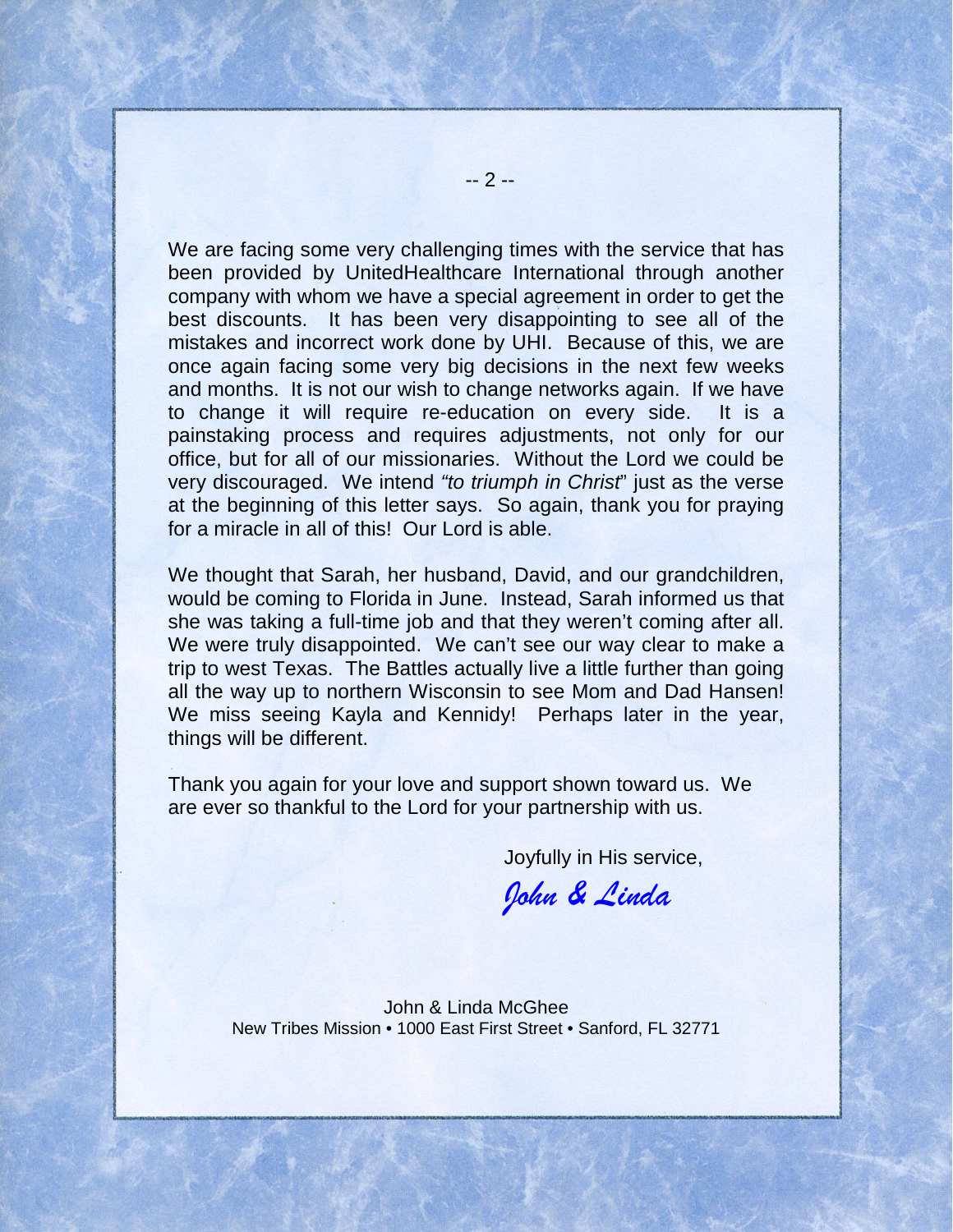We are facing some very challenging times with the service that has been provided by UnitedHealthcare International through another company with whom we have a special agreement in order to get the best discounts. It has been very disappointing to see all of the mistakes and incorrect work done by UHI. Because of this, we are once again facing some very big decisions in the next few weeks and months. It is not our wish to change networks again. If we have to change it will require re-education on every side. It is a painstaking process and requires adjustments, not only for our office, but for all of our missionaries. Without the Lord we could be very discouraged. We intend *"to triumph in Christ*" just as the verse at the beginning of this letter says. So again, thank you for praying for a miracle in all of this! Our Lord is able.

We thought that Sarah, her husband, David, and our grandchildren, would be coming to Florida in June. Instead, Sarah informed us that she was taking a full-time job and that they weren't coming after all. We were truly disappointed. We can't see our way clear to make a trip to west Texas. The Battles actually live a little further than going all the way up to northern Wisconsin to see Mom and Dad Hansen! We miss seeing Kayla and Kennidy! Perhaps later in the year, things will be different.

Thank you again for your love and support shown toward us. We are ever so thankful to the Lord for your partnership with us.

Joyfully in His service,

*John & Linda*

John & Linda McGhee
New Tribes Mission • 1000 East First Street • Sanford, FL 32771